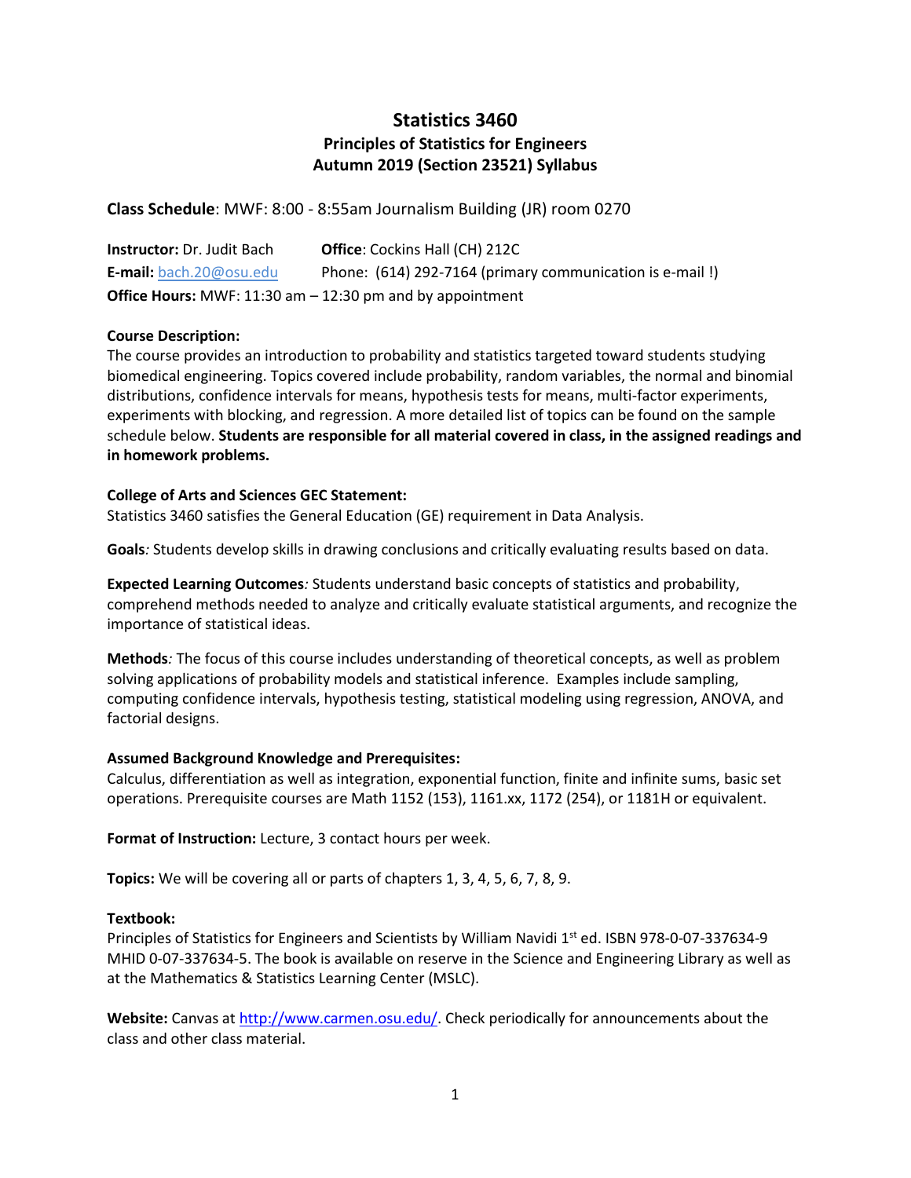# Statistics 3460
## Principles of Statistics for Engineers
## Autumn 2019 (Section 23521) Syllabus

**Class Schedule**: MWF: 8:00 - 8:55am Journalism Building (JR) room 0270

**Instructor:** Dr. Judit Bach  **Office**: Cockins Hall (CH) 212C
**E-mail:** bach.20@osu.edu  Phone: (614) 292-7164 (primary communication is e-mail !)
**Office Hours:** MWF: 11:30 am – 12:30 pm and by appointment

**Course Description:**
The course provides an introduction to probability and statistics targeted toward students studying biomedical engineering. Topics covered include probability, random variables, the normal and binomial distributions, confidence intervals for means, hypothesis tests for means, multi-factor experiments, experiments with blocking, and regression. A more detailed list of topics can be found on the sample schedule below. **Students are responsible for all material covered in class, in the assigned readings and in homework problems.**

**College of Arts and Sciences GEC Statement:**
Statistics 3460 satisfies the General Education (GE) requirement in Data Analysis.

**Goals***:* Students develop skills in drawing conclusions and critically evaluating results based on data.

**Expected Learning Outcomes***:* Students understand basic concepts of statistics and probability, comprehend methods needed to analyze and critically evaluate statistical arguments, and recognize the importance of statistical ideas.

**Methods***:* The focus of this course includes understanding of theoretical concepts, as well as problem solving applications of probability models and statistical inference. Examples include sampling, computing confidence intervals, hypothesis testing, statistical modeling using regression, ANOVA, and factorial designs.

**Assumed Background Knowledge and Prerequisites:**
Calculus, differentiation as well as integration, exponential function, finite and infinite sums, basic set operations. Prerequisite courses are Math 1152 (153), 1161.xx, 1172 (254), or 1181H or equivalent.

**Format of Instruction:** Lecture, 3 contact hours per week.

**Topics:** We will be covering all or parts of chapters 1, 3, 4, 5, 6, 7, 8, 9.

**Textbook:**
Principles of Statistics for Engineers and Scientists by William Navidi 1st ed. ISBN 978-0-07-337634-9 MHID 0-07-337634-5. The book is available on reserve in the Science and Engineering Library as well as at the Mathematics & Statistics Learning Center (MSLC).

**Website:** Canvas at http://www.carmen.osu.edu/. Check periodically for announcements about the class and other class material.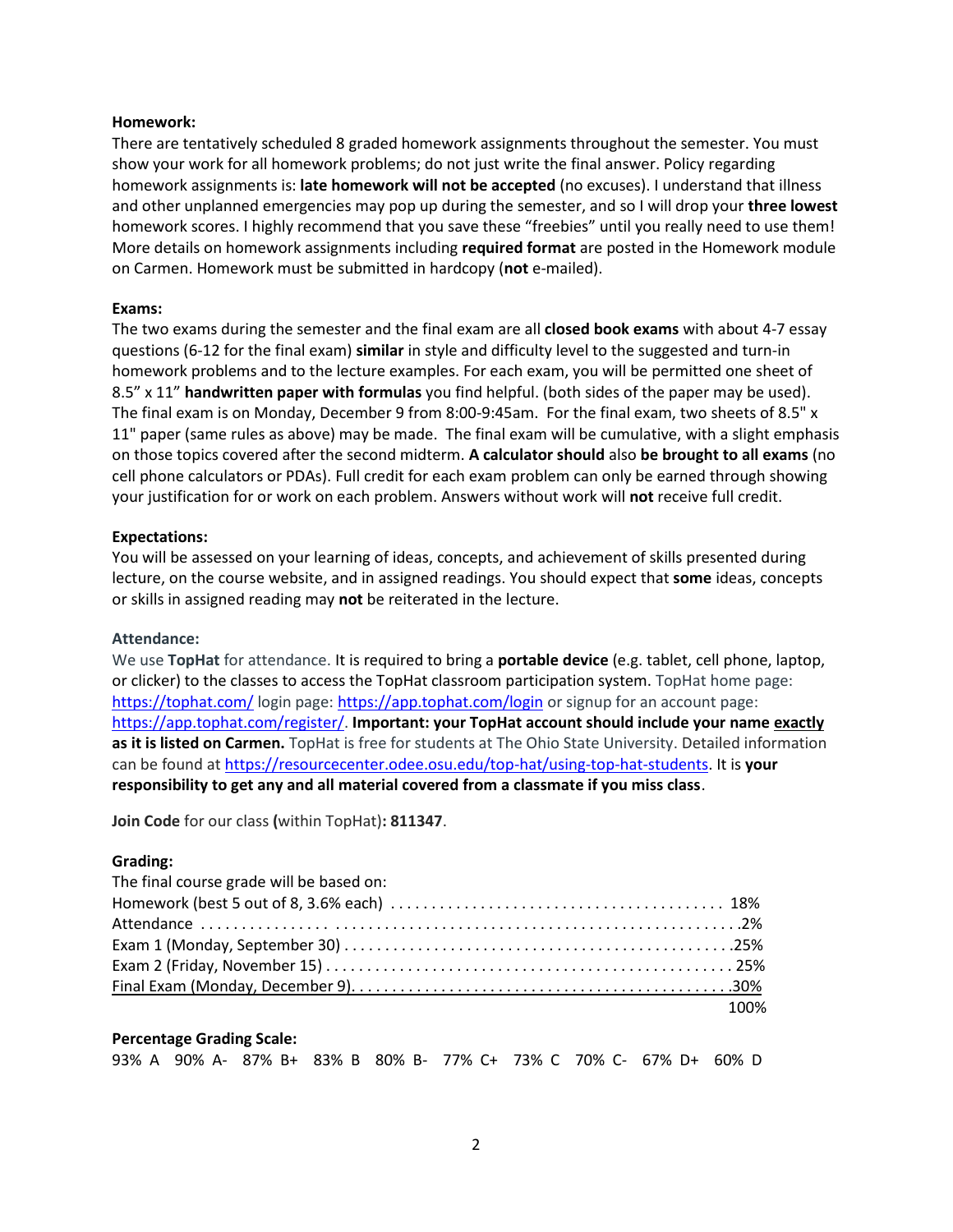**Homework:**

There are tentatively scheduled 8 graded homework assignments throughout the semester. You must show your work for all homework problems; do not just write the final answer. Policy regarding homework assignments is: **late homework will not be accepted** (no excuses). I understand that illness and other unplanned emergencies may pop up during the semester, and so I will drop your **three lowest** homework scores. I highly recommend that you save these "freebies" until you really need to use them! More details on homework assignments including **required format** are posted in the Homework module on Carmen. Homework must be submitted in hardcopy (**not** e-mailed).

**Exams:**

The two exams during the semester and the final exam are all **closed book exams** with about 4-7 essay questions (6-12 for the final exam) **similar** in style and difficulty level to the suggested and turn-in homework problems and to the lecture examples. For each exam, you will be permitted one sheet of 8.5" x 11" **handwritten paper with formulas** you find helpful. (both sides of the paper may be used). The final exam is on Monday, December 9 from 8:00-9:45am. For the final exam, two sheets of 8.5" x 11" paper (same rules as above) may be made. The final exam will be cumulative, with a slight emphasis on those topics covered after the second midterm. **A calculator should** also **be brought to all exams** (no cell phone calculators or PDAs). Full credit for each exam problem can only be earned through showing your justification for or work on each problem. Answers without work will **not** receive full credit.

**Expectations:**

You will be assessed on your learning of ideas, concepts, and achievement of skills presented during lecture, on the course website, and in assigned readings. You should expect that **some** ideas, concepts or skills in assigned reading may **not** be reiterated in the lecture.

**Attendance:**

We use **TopHat** for attendance. It is required to bring a **portable device** (e.g. tablet, cell phone, laptop, or clicker) to the classes to access the TopHat classroom participation system. TopHat home page: https://tophat.com/ login page: https://app.tophat.com/login or signup for an account page: https://app.tophat.com/register/. **Important: your TopHat account should include your name exactly as it is listed on Carmen.** TopHat is free for students at The Ohio State University. Detailed information can be found at https://resourcecenter.odee.osu.edu/top-hat/using-top-hat-students. It is **your responsibility to get any and all material covered from a classmate if you miss class**.

**Join Code** for our class **(**within TopHat**): 811347**.

**Grading:**

The final course grade will be based on:

| | |
|---|---|
| Homework (best 5 out of 8, 3.6% each) | 18% |
| Attendance | 2% |
| Exam 1 (Monday, September 30) | 25% |
| Exam 2 (Friday, November 15) | 25% |
| Final Exam (Monday, December 9) | 30% |
| | 100% |

**Percentage Grading Scale:**

| 93% | 90% | 87% | 83% | 80% | 77% | 73% | 70% | 67% | 60% |
|---|---|---|---|---|---|---|---|---|---|
| A | A- | B+ | B | B- | C+ | C | C- | D+ | D |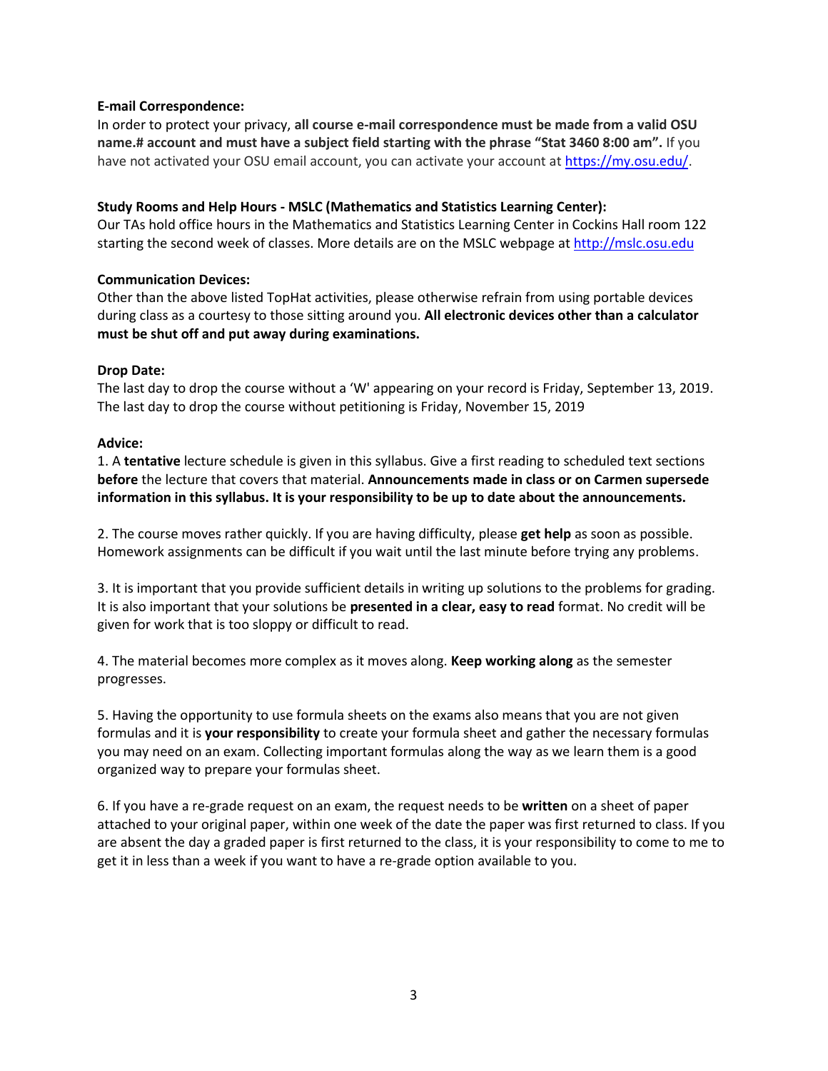**E-mail Correspondence:**
In order to protect your privacy, **all course e-mail correspondence must be made from a valid OSU name.# account and must have a subject field starting with the phrase "Stat 3460 8:00 am".** If you have not activated your OSU email account, you can activate your account at https://my.osu.edu/.

**Study Rooms and Help Hours - MSLC (Mathematics and Statistics Learning Center):**
Our TAs hold office hours in the Mathematics and Statistics Learning Center in Cockins Hall room 122 starting the second week of classes. More details are on the MSLC webpage at http://mslc.osu.edu

**Communication Devices:**
Other than the above listed TopHat activities, please otherwise refrain from using portable devices during class as a courtesy to those sitting around you. **All electronic devices other than a calculator must be shut off and put away during examinations.**

**Drop Date:**
The last day to drop the course without a 'W' appearing on your record is Friday, September 13, 2019.
The last day to drop the course without petitioning is Friday, November 15, 2019

**Advice:**

1. A **tentative** lecture schedule is given in this syllabus. Give a first reading to scheduled text sections **before** the lecture that covers that material. **Announcements made in class or on Carmen supersede information in this syllabus. It is your responsibility to be up to date about the announcements.**

2. The course moves rather quickly. If you are having difficulty, please **get help** as soon as possible. Homework assignments can be difficult if you wait until the last minute before trying any problems.

3. It is important that you provide sufficient details in writing up solutions to the problems for grading. It is also important that your solutions be **presented in a clear, easy to read** format. No credit will be given for work that is too sloppy or difficult to read.

4. The material becomes more complex as it moves along. **Keep working along** as the semester progresses.

5. Having the opportunity to use formula sheets on the exams also means that you are not given formulas and it is **your responsibility** to create your formula sheet and gather the necessary formulas you may need on an exam. Collecting important formulas along the way as we learn them is a good organized way to prepare your formulas sheet.

6. If you have a re-grade request on an exam, the request needs to be **written** on a sheet of paper attached to your original paper, within one week of the date the paper was first returned to class. If you are absent the day a graded paper is first returned to the class, it is your responsibility to come to me to get it in less than a week if you want to have a re-grade option available to you.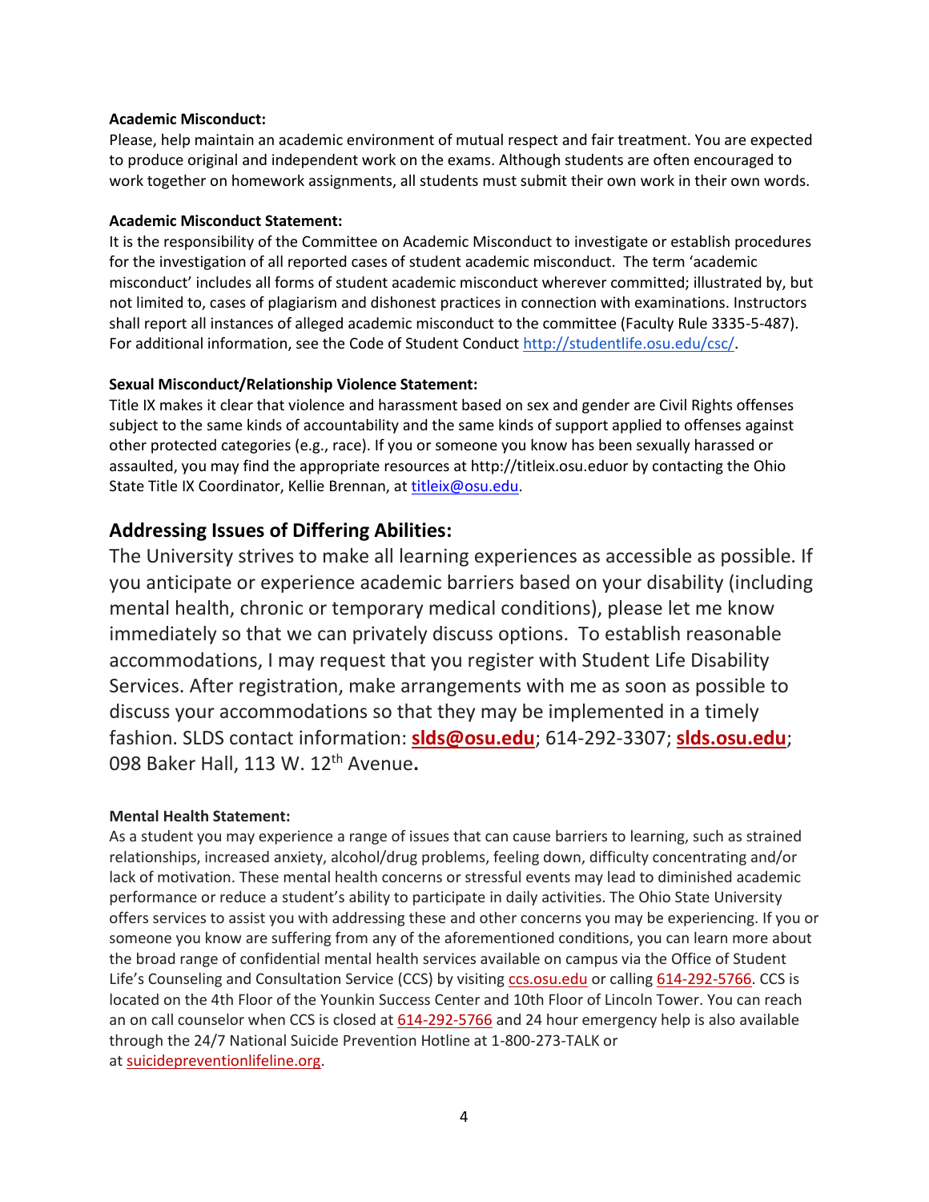**Academic Misconduct:**
Please, help maintain an academic environment of mutual respect and fair treatment. You are expected to produce original and independent work on the exams. Although students are often encouraged to work together on homework assignments, all students must submit their own work in their own words.

**Academic Misconduct Statement:**
It is the responsibility of the Committee on Academic Misconduct to investigate or establish procedures for the investigation of all reported cases of student academic misconduct. The term 'academic misconduct' includes all forms of student academic misconduct wherever committed; illustrated by, but not limited to, cases of plagiarism and dishonest practices in connection with examinations. Instructors shall report all instances of alleged academic misconduct to the committee (Faculty Rule 3335-5-487). For additional information, see the Code of Student Conduct http://studentlife.osu.edu/csc/.

**Sexual Misconduct/Relationship Violence Statement:**
Title IX makes it clear that violence and harassment based on sex and gender are Civil Rights offenses subject to the same kinds of accountability and the same kinds of support applied to offenses against other protected categories (e.g., race). If you or someone you know has been sexually harassed or assaulted, you may find the appropriate resources at http://titleix.osu.eduor by contacting the Ohio State Title IX Coordinator, Kellie Brennan, at titleix@osu.edu.

## Addressing Issues of Differing Abilities:

The University strives to make all learning experiences as accessible as possible. If you anticipate or experience academic barriers based on your disability (including mental health, chronic or temporary medical conditions), please let me know immediately so that we can privately discuss options. To establish reasonable accommodations, I may request that you register with Student Life Disability Services. After registration, make arrangements with me as soon as possible to discuss your accommodations so that they may be implemented in a timely fashion. SLDS contact information: **slds@osu.edu**; 614-292-3307; **slds.osu.edu**; 098 Baker Hall, 113 W. 12th Avenue**.**

**Mental Health Statement:**
As a student you may experience a range of issues that can cause barriers to learning, such as strained relationships, increased anxiety, alcohol/drug problems, feeling down, difficulty concentrating and/or lack of motivation. These mental health concerns or stressful events may lead to diminished academic performance or reduce a student's ability to participate in daily activities. The Ohio State University offers services to assist you with addressing these and other concerns you may be experiencing. If you or someone you know are suffering from any of the aforementioned conditions, you can learn more about the broad range of confidential mental health services available on campus via the Office of Student Life's Counseling and Consultation Service (CCS) by visiting ccs.osu.edu or calling 614-292-5766. CCS is located on the 4th Floor of the Younkin Success Center and 10th Floor of Lincoln Tower. You can reach an on call counselor when CCS is closed at 614-292-5766 and 24 hour emergency help is also available through the 24/7 National Suicide Prevention Hotline at 1-800-273-TALK or at suicidepreventionlifeline.org.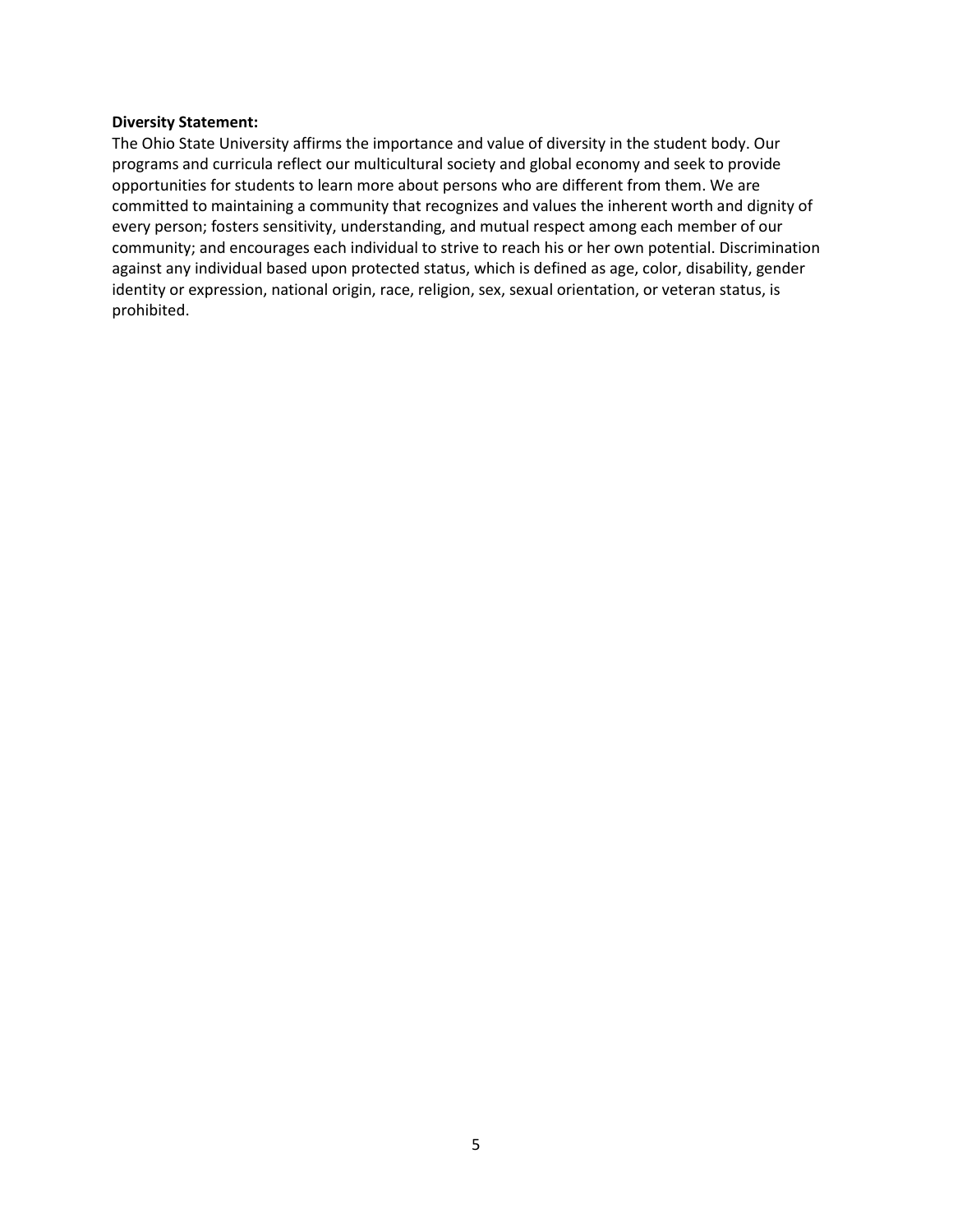**Diversity Statement:**

The Ohio State University affirms the importance and value of diversity in the student body. Our programs and curricula reflect our multicultural society and global economy and seek to provide opportunities for students to learn more about persons who are different from them. We are committed to maintaining a community that recognizes and values the inherent worth and dignity of every person; fosters sensitivity, understanding, and mutual respect among each member of our community; and encourages each individual to strive to reach his or her own potential. Discrimination against any individual based upon protected status, which is defined as age, color, disability, gender identity or expression, national origin, race, religion, sex, sexual orientation, or veteran status, is prohibited.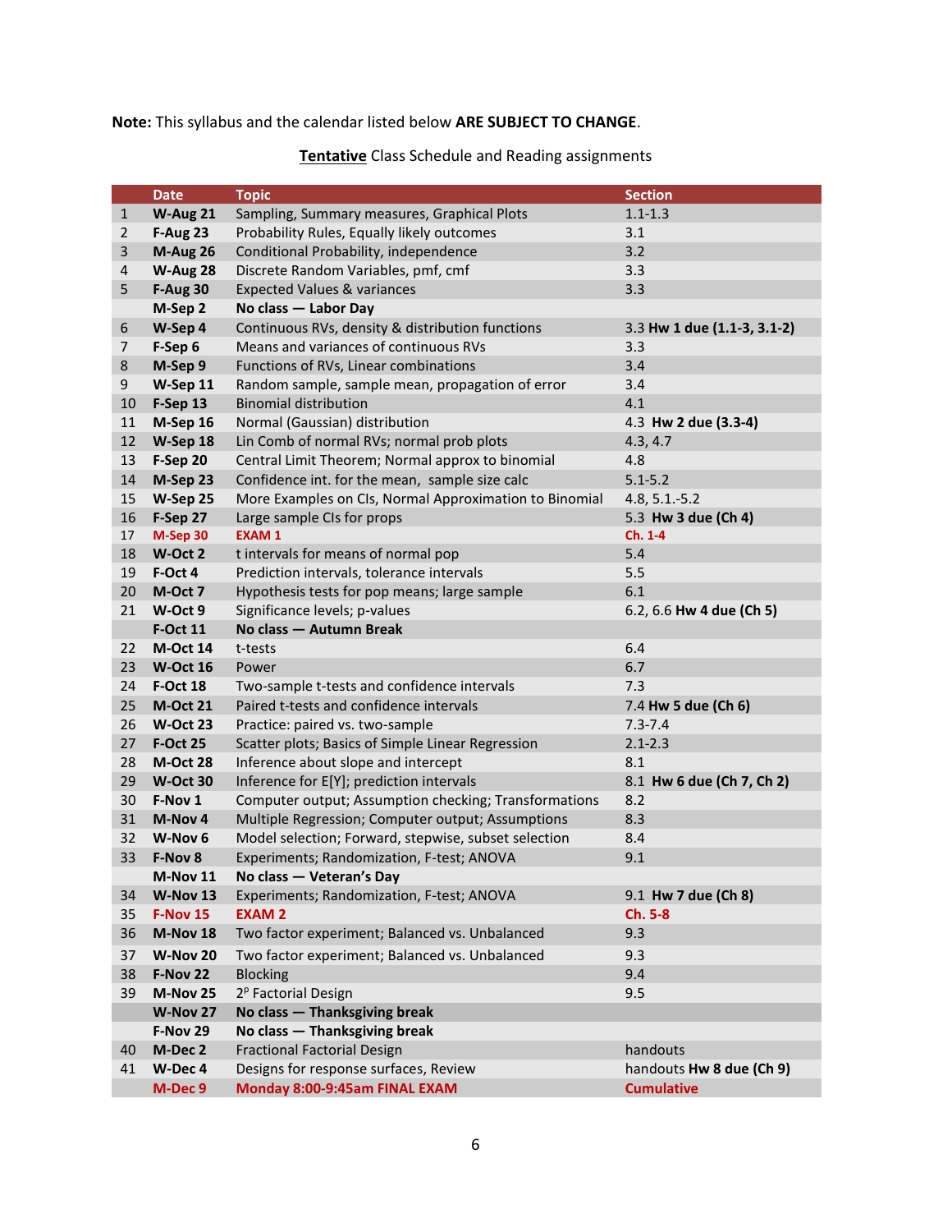**Note:** This syllabus and the calendar listed below **ARE SUBJECT TO CHANGE**.

**Tentative** Class Schedule and Reading assignments

| | Date | Topic | Section |
|---|---|---|---|
| 1 | **W-Aug 21** | Sampling, Summary measures, Graphical Plots | 1.1-1.3 |
| 2 | **F-Aug 23** | Probability Rules, Equally likely outcomes | 3.1 |
| 3 | **M-Aug 26** | Conditional Probability, independence | 3.2 |
| 4 | **W-Aug 28** | Discrete Random Variables, pmf, cmf | 3.3 |
| 5 | **F-Aug 30** | Expected Values & variances | 3.3 |
| | **M-Sep 2** | **No class — Labor Day** | |
| 6 | **W-Sep 4** | Continuous RVs, density & distribution functions | 3.3 **Hw 1 due (1.1-3, 3.1-2)** |
| 7 | **F-Sep 6** | Means and variances of continuous RVs | 3.3 |
| 8 | **M-Sep 9** | Functions of RVs, Linear combinations | 3.4 |
| 9 | **W-Sep 11** | Random sample, sample mean, propagation of error | 3.4 |
| 10 | **F-Sep 13** | Binomial distribution | 4.1 |
| 11 | **M-Sep 16** | Normal (Gaussian) distribution | 4.3 **Hw 2 due (3.3-4)** |
| 12 | **W-Sep 18** | Lin Comb of normal RVs; normal prob plots | 4.3, 4.7 |
| 13 | **F-Sep 20** | Central Limit Theorem; Normal approx to binomial | 4.8 |
| 14 | **M-Sep 23** | Confidence int. for the mean, sample size calc | 5.1-5.2 |
| 15 | **W-Sep 25** | More Examples on CIs, Normal Approximation to Binomial | 4.8, 5.1.-5.2 |
| 16 | **F-Sep 27** | Large sample CIs for props | 5.3 **Hw 3 due (Ch 4)** |
| 17 | **M-Sep 30** | **EXAM 1** | **Ch. 1-4** |
| 18 | **W-Oct 2** | t intervals for means of normal pop | 5.4 |
| 19 | **F-Oct 4** | Prediction intervals, tolerance intervals | 5.5 |
| 20 | **M-Oct 7** | Hypothesis tests for pop means; large sample | 6.1 |
| 21 | **W-Oct 9** | Significance levels; p-values | 6.2, 6.6 **Hw 4 due (Ch 5)** |
| | **F-Oct 11** | **No class — Autumn Break** | |
| 22 | **M-Oct 14** | t-tests | 6.4 |
| 23 | **W-Oct 16** | Power | 6.7 |
| 24 | **F-Oct 18** | Two-sample t-tests and confidence intervals | 7.3 |
| 25 | **M-Oct 21** | Paired t-tests and confidence intervals | 7.4 **Hw 5 due (Ch 6)** |
| 26 | **W-Oct 23** | Practice: paired vs. two-sample | 7.3-7.4 |
| 27 | **F-Oct 25** | Scatter plots; Basics of Simple Linear Regression | 2.1-2.3 |
| 28 | **M-Oct 28** | Inference about slope and intercept | 8.1 |
| 29 | **W-Oct 30** | Inference for E[Y]; prediction intervals | 8.1 **Hw 6 due (Ch 7, Ch 2)** |
| 30 | **F-Nov 1** | Computer output; Assumption checking; Transformations | 8.2 |
| 31 | **M-Nov 4** | Multiple Regression; Computer output; Assumptions | 8.3 |
| 32 | **W-Nov 6** | Model selection; Forward, stepwise, subset selection | 8.4 |
| 33 | **F-Nov 8** | Experiments; Randomization, F-test; ANOVA | 9.1 |
| | **M-Nov 11** | **No class — Veteran's Day** | |
| 34 | **W-Nov 13** | Experiments; Randomization, F-test; ANOVA | 9.1 **Hw 7 due (Ch 8)** |
| 35 | **F-Nov 15** | **EXAM 2** | **Ch. 5-8** |
| 36 | **M-Nov 18** | Two factor experiment; Balanced vs. Unbalanced | 9.3 |
| 37 | **W-Nov 20** | Two factor experiment; Balanced vs. Unbalanced | 9.3 |
| 38 | **F-Nov 22** | Blocking | 9.4 |
| 39 | **M-Nov 25** | $2^p$ Factorial Design | 9.5 |
| | **W-Nov 27** | **No class — Thanksgiving break** | |
| | **F-Nov 29** | **No class — Thanksgiving break** | |
| 40 | **M-Dec 2** | Fractional Factorial Design | handouts |
| 41 | **W-Dec 4** | Designs for response surfaces, Review | handouts **Hw 8 due (Ch 9)** |
| | **M-Dec 9** | **Monday 8:00-9:45am FINAL EXAM** | **Cumulative** |